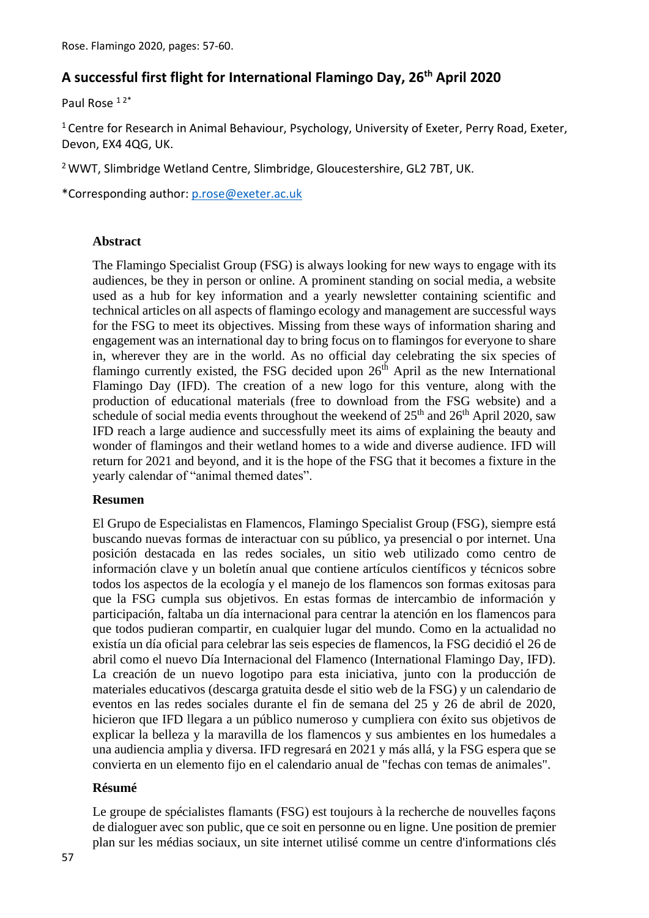# A successful first flight for International Flamingo Day, 26th April 2020

Paul Rose [1,2*]

[1] Centre for Research in Animal Behaviour, Psychology, University of Exeter, Perry Road, Exeter, Devon, EX4 4QG, UK.

[2] WWT, Slimbridge Wetland Centre, Slimbridge, Gloucestershire, GL2 7BT, UK.

*Corresponding author: p.rose@exeter.ac.uk

### Abstract

The Flamingo Specialist Group (FSG) is always looking for new ways to engage with its audiences, be they in person or online. A prominent standing on social media, a website used as a hub for key information and a yearly newsletter containing scientific and technical articles on all aspects of flamingo ecology and management are successful ways for the FSG to meet its objectives. Missing from these ways of information sharing and engagement was an international day to bring focus on to flamingos for everyone to share in, wherever they are in the world. As no official day celebrating the six species of flamingo currently existed, the FSG decided upon 26th April as the new International Flamingo Day (IFD). The creation of a new logo for this venture, along with the production of educational materials (free to download from the FSG website) and a schedule of social media events throughout the weekend of 25th and 26th April 2020, saw IFD reach a large audience and successfully meet its aims of explaining the beauty and wonder of flamingos and their wetland homes to a wide and diverse audience. IFD will return for 2021 and beyond, and it is the hope of the FSG that it becomes a fixture in the yearly calendar of "animal themed dates".

### Resumen

El Grupo de Especialistas en Flamencos, Flamingo Specialist Group (FSG), siempre está buscando nuevas formas de interactuar con su público, ya presencial o por internet. Una posición destacada en las redes sociales, un sitio web utilizado como centro de información clave y un boletín anual que contiene artículos científicos y técnicos sobre todos los aspectos de la ecología y el manejo de los flamencos son formas exitosas para que la FSG cumpla sus objetivos. En estas formas de intercambio de información y participación, faltaba un día internacional para centrar la atención en los flamencos para que todos pudieran compartir, en cualquier lugar del mundo. Como en la actualidad no existía un día oficial para celebrar las seis especies de flamencos, la FSG decidió el 26 de abril como el nuevo Día Internacional del Flamenco (International Flamingo Day, IFD). La creación de un nuevo logotipo para esta iniciativa, junto con la producción de materiales educativos (descarga gratuita desde el sitio web de la FSG) y un calendario de eventos en las redes sociales durante el fin de semana del 25 y 26 de abril de 2020, hicieron que IFD llegara a un público numeroso y cumpliera con éxito sus objetivos de explicar la belleza y la maravilla de los flamencos y sus ambientes en los humedales a una audiencia amplia y diversa. IFD regresará en 2021 y más allá, y la FSG espera que se convierta en un elemento fijo en el calendario anual de "fechas con temas de animales".

### Résumé

Le groupe de spécialistes flamants (FSG) est toujours à la recherche de nouvelles façons de dialoguer avec son public, que ce soit en personne ou en ligne. Une position de premier plan sur les médias sociaux, un site internet utilisé comme un centre d'informations clés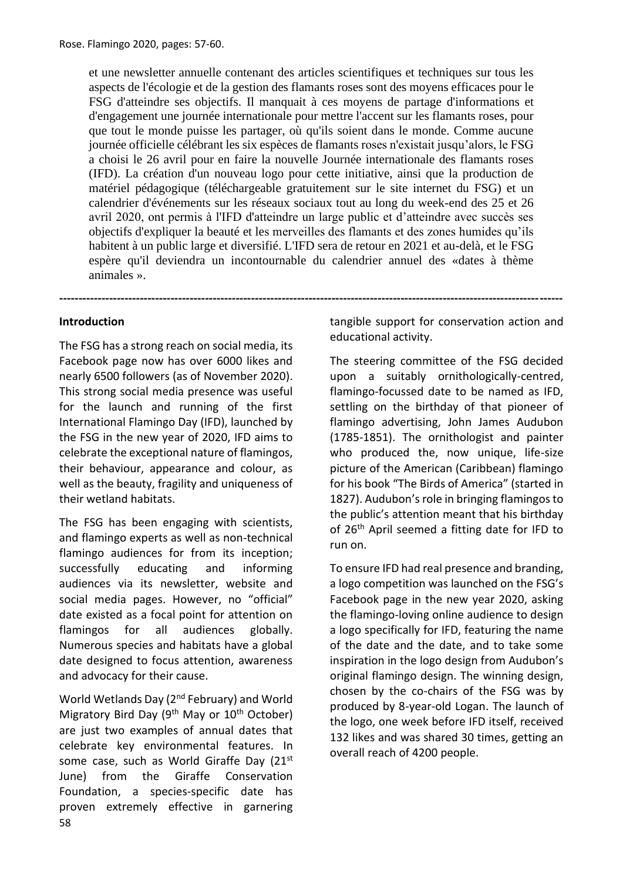et une newsletter annuelle contenant des articles scientifiques et techniques sur tous les aspects de l'écologie et de la gestion des flamants roses sont des moyens efficaces pour le FSG d'atteindre ses objectifs. Il manquait à ces moyens de partage d'informations et d'engagement une journée internationale pour mettre l'accent sur les flamants roses, pour que tout le monde puisse les partager, où qu'ils soient dans le monde. Comme aucune journée officielle célébrant les six espèces de flamants roses n'existait jusqu'alors, le FSG a choisi le 26 avril pour en faire la nouvelle Journée internationale des flamants roses (IFD). La création d'un nouveau logo pour cette initiative, ainsi que la production de matériel pédagogique (téléchargeable gratuitement sur le site internet du FSG) et un calendrier d'événements sur les réseaux sociaux tout au long du week-end des 25 et 26 avril 2020, ont permis à l'IFD d'atteindre un large public et d'atteindre avec succès ses objectifs d'expliquer la beauté et les merveilles des flamants et des zones humides qu'ils habitent à un public large et diversifié. L'IFD sera de retour en 2021 et au-delà, et le FSG espère qu'il deviendra un incontournable du calendrier annuel des «dates à thème animales ».

---

**Introduction**

The FSG has a strong reach on social media, its Facebook page now has over 6000 likes and nearly 6500 followers (as of November 2020). This strong social media presence was useful for the launch and running of the first International Flamingo Day (IFD), launched by the FSG in the new year of 2020, IFD aims to celebrate the exceptional nature of flamingos, their behaviour, appearance and colour, as well as the beauty, fragility and uniqueness of their wetland habitats.

The FSG has been engaging with scientists, and flamingo experts as well as non-technical flamingo audiences for from its inception; successfully educating and informing audiences via its newsletter, website and social media pages. However, no "official" date existed as a focal point for attention on flamingos for all audiences globally. Numerous species and habitats have a global date designed to focus attention, awareness and advocacy for their cause.

World Wetlands Day (2nd February) and World Migratory Bird Day (9th May or 10th October) are just two examples of annual dates that celebrate key environmental features. In some case, such as World Giraffe Day (21st June) from the Giraffe Conservation Foundation, a species-specific date has proven extremely effective in garnering tangible support for conservation action and educational activity.

The steering committee of the FSG decided upon a suitably ornithologically-centred, flamingo-focussed date to be named as IFD, settling on the birthday of that pioneer of flamingo advertising, John James Audubon (1785-1851). The ornithologist and painter who produced the, now unique, life-size picture of the American (Caribbean) flamingo for his book "The Birds of America" (started in 1827). Audubon's role in bringing flamingos to the public's attention meant that his birthday of 26th April seemed a fitting date for IFD to run on.

To ensure IFD had real presence and branding, a logo competition was launched on the FSG's Facebook page in the new year 2020, asking the flamingo-loving online audience to design a logo specifically for IFD, featuring the name of the date and the date, and to take some inspiration in the logo design from Audubon's original flamingo design. The winning design, chosen by the co-chairs of the FSG was by produced by 8-year-old Logan. The launch of the logo, one week before IFD itself, received 132 likes and was shared 30 times, getting an overall reach of 4200 people.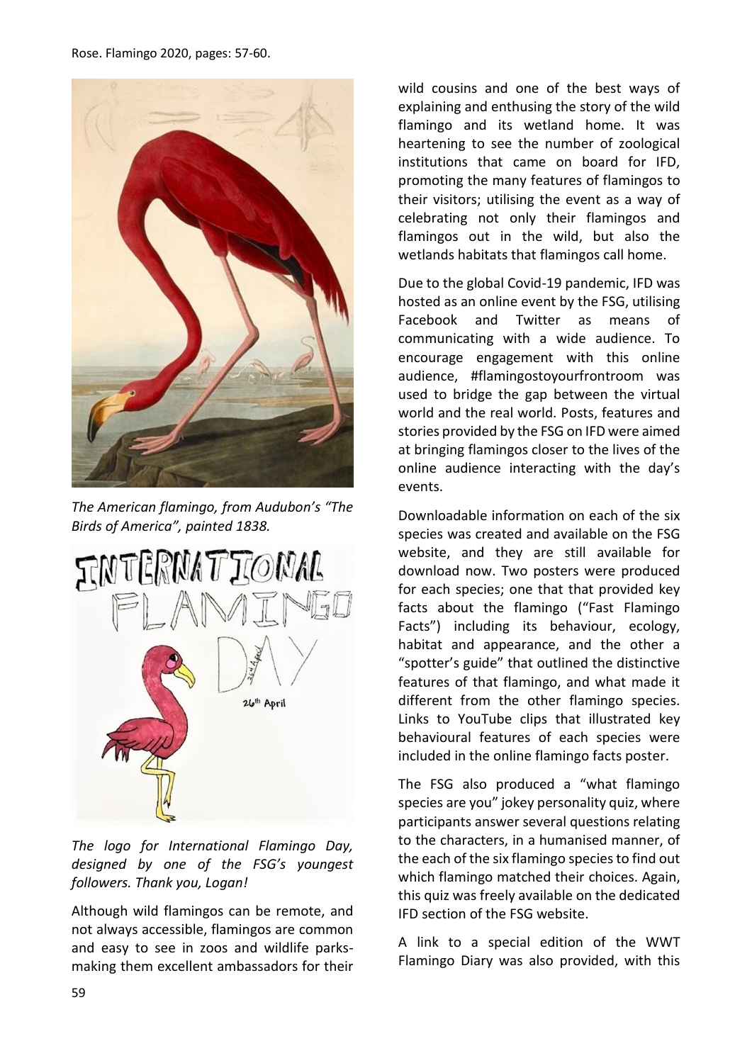*The American flamingo, from Audubon's "The Birds of America", painted 1838.*

*The logo for International Flamingo Day, designed by one of the FSG's youngest followers. Thank you, Logan!*

Although wild flamingos can be remote, and not always accessible, flamingos are common and easy to see in zoos and wildlife parks- making them excellent ambassadors for their wild cousins and one of the best ways of explaining and enthusing the story of the wild flamingo and its wetland home. It was heartening to see the number of zoological institutions that came on board for IFD, promoting the many features of flamingos to their visitors; utilising the event as a way of celebrating not only their flamingos and flamingos out in the wild, but also the wetlands habitats that flamingos call home.

Due to the global Covid-19 pandemic, IFD was hosted as an online event by the FSG, utilising Facebook and Twitter as means of communicating with a wide audience. To encourage engagement with this online audience, #flamingostoyourfrontroom was used to bridge the gap between the virtual world and the real world. Posts, features and stories provided by the FSG on IFD were aimed at bringing flamingos closer to the lives of the online audience interacting with the day's events.

Downloadable information on each of the six species was created and available on the FSG website, and they are still available for download now. Two posters were produced for each species; one that that provided key facts about the flamingo ("Fast Flamingo Facts") including its behaviour, ecology, habitat and appearance, and the other a "spotter's guide" that outlined the distinctive features of that flamingo, and what made it different from the other flamingo species. Links to YouTube clips that illustrated key behavioural features of each species were included in the online flamingo facts poster.

The FSG also produced a "what flamingo species are you" jokey personality quiz, where participants answer several questions relating to the characters, in a humanised manner, of the each of the six flamingo species to find out which flamingo matched their choices. Again, this quiz was freely available on the dedicated IFD section of the FSG website.

A link to a special edition of the WWT Flamingo Diary was also provided, with this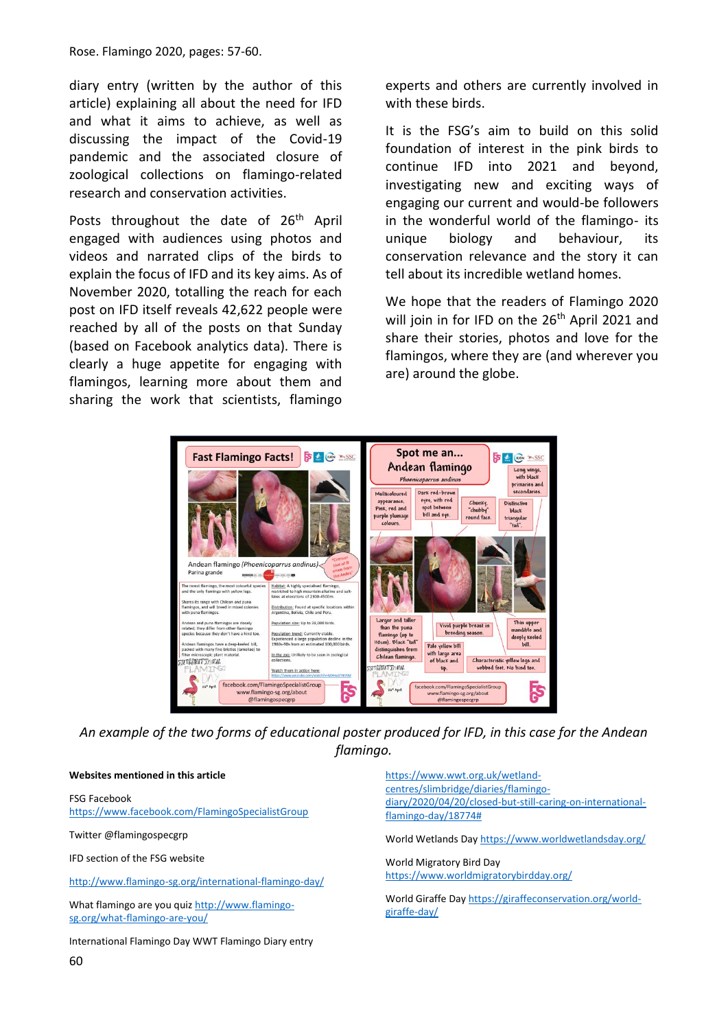diary entry (written by the author of this article) explaining all about the need for IFD and what it aims to achieve, as well as discussing the impact of the Covid-19 pandemic and the associated closure of zoological collections on flamingo-related research and conservation activities.

Posts throughout the date of 26th April engaged with audiences using photos and videos and narrated clips of the birds to explain the focus of IFD and its key aims. As of November 2020, totalling the reach for each post on IFD itself reveals 42,622 people were reached by all of the posts on that Sunday (based on Facebook analytics data). There is clearly a huge appetite for engaging with flamingos, learning more about them and sharing the work that scientists, flamingo experts and others are currently involved in with these birds.

It is the FSG's aim to build on this solid foundation of interest in the pink birds to continue IFD into 2021 and beyond, investigating new and exciting ways of engaging our current and would-be followers in the wonderful world of the flamingo- its unique biology and behaviour, its conservation relevance and the story it can tell about its incredible wetland homes.

We hope that the readers of Flamingo 2020 will join in for IFD on the 26th April 2021 and share their stories, photos and love for the flamingos, where they are (and wherever you are) around the globe.

*An example of the two forms of educational poster produced for IFD, in this case for the Andean flamingo.*

**Websites mentioned in this article**

FSG Facebook
https://www.facebook.com/FlamingoSpecialistGroup

Twitter @flamingospecgrp

IFD section of the FSG website

http://www.flamingo-sg.org/international-flamingo-day/

What flamingo are you quiz http://www.flamingo-sg.org/what-flamingo-are-you/

International Flamingo Day WWT Flamingo Diary entry

https://www.wwt.org.uk/wetland-centres/slimbridge/diaries/flamingo-diary/2020/04/20/closed-but-still-caring-on-international-flamingo-day/18774#

World Wetlands Day https://www.worldwetlandsday.org/

World Migratory Bird Day
https://www.worldmigratorybirdday.org/

World Giraffe Day https://giraffeconservation.org/world-giraffe-day/